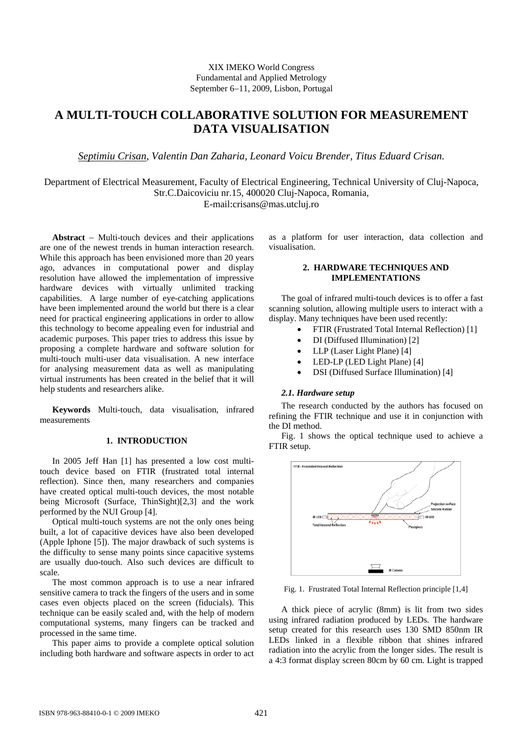XIX IMEKO World Congress
Fundamental and Applied Metrology
September 6–11, 2009, Lisbon, Portugal

# A MULTI-TOUCH COLLABORATIVE SOLUTION FOR MEASUREMENT DATA VISUALISATION

*Septimiu Crisan, Valentin Dan Zaharia, Leonard Voicu Brender, Titus Eduard Crisan.*

Department of Electrical Measurement, Faculty of Electrical Engineering, Technical University of Cluj-Napoca, Str.C.Daicoviciu nr.15, 400020 Cluj-Napoca, Romania,
E-mail:crisans@mas.utcluj.ro

**Abstract** – Multi-touch devices and their applications are one of the newest trends in human interaction research. While this approach has been envisioned more than 20 years ago, advances in computational power and display resolution have allowed the implementation of impressive hardware devices with virtually unlimited tracking capabilities. A large number of eye-catching applications have been implemented around the world but there is a clear need for practical engineering applications in order to allow this technology to become appealing even for industrial and academic purposes. This paper tries to address this issue by proposing a complete hardware and software solution for multi-touch multi-user data visualisation. A new interface for analysing measurement data as well as manipulating virtual instruments has been created in the belief that it will help students and researchers alike.

**Keywords** Multi-touch, data visualisation, infrared measurements

## 1. INTRODUCTION

In 2005 Jeff Han [1] has presented a low cost multi-touch device based on FTIR (frustrated total internal reflection). Since then, many researchers and companies have created optical multi-touch devices, the most notable being Microsoft (Surface, ThinSight)[2,3] and the work performed by the NUI Group [4].

Optical multi-touch systems are not the only ones being built, a lot of capacitive devices have also been developed (Apple Iphone [5]). The major drawback of such systems is the difficulty to sense many points since capacitive systems are usually duo-touch. Also such devices are difficult to scale.

The most common approach is to use a near infrared sensitive camera to track the fingers of the users and in some cases even objects placed on the screen (fiducials). This technique can be easily scaled and, with the help of modern computational systems, many fingers can be tracked and processed in the same time.

This paper aims to provide a complete optical solution including both hardware and software aspects in order to act as a platform for user interaction, data collection and visualisation.

## 2. HARDWARE TECHNIQUES AND IMPLEMENTATIONS

The goal of infrared multi-touch devices is to offer a fast scanning solution, allowing multiple users to interact with a display. Many techniques have been used recently:

- FTIR (Frustrated Total Internal Reflection) [1]
- DI (Diffused Illumination) [2]
- LLP (Laser Light Plane) [4]
- LED-LP (LED Light Plane) [4]
- DSI (Diffused Surface Illumination) [4]

### *2.1. Hardware setup*

The research conducted by the authors has focused on refining the FTIR technique and use it in conjunction with the DI method.

Fig. 1 shows the optical technique used to achieve a FTIR setup.

Fig. 1. Frustrated Total Internal Reflection principle [1,4]

A thick piece of acrylic (8mm) is lit from two sides using infrared radiation produced by LEDs. The hardware setup created for this research uses 130 SMD 850nm IR LEDs linked in a flexible ribbon that shines infrared radiation into the acrylic from the longer sides. The result is a 4:3 format display screen 80cm by 60 cm. Light is trapped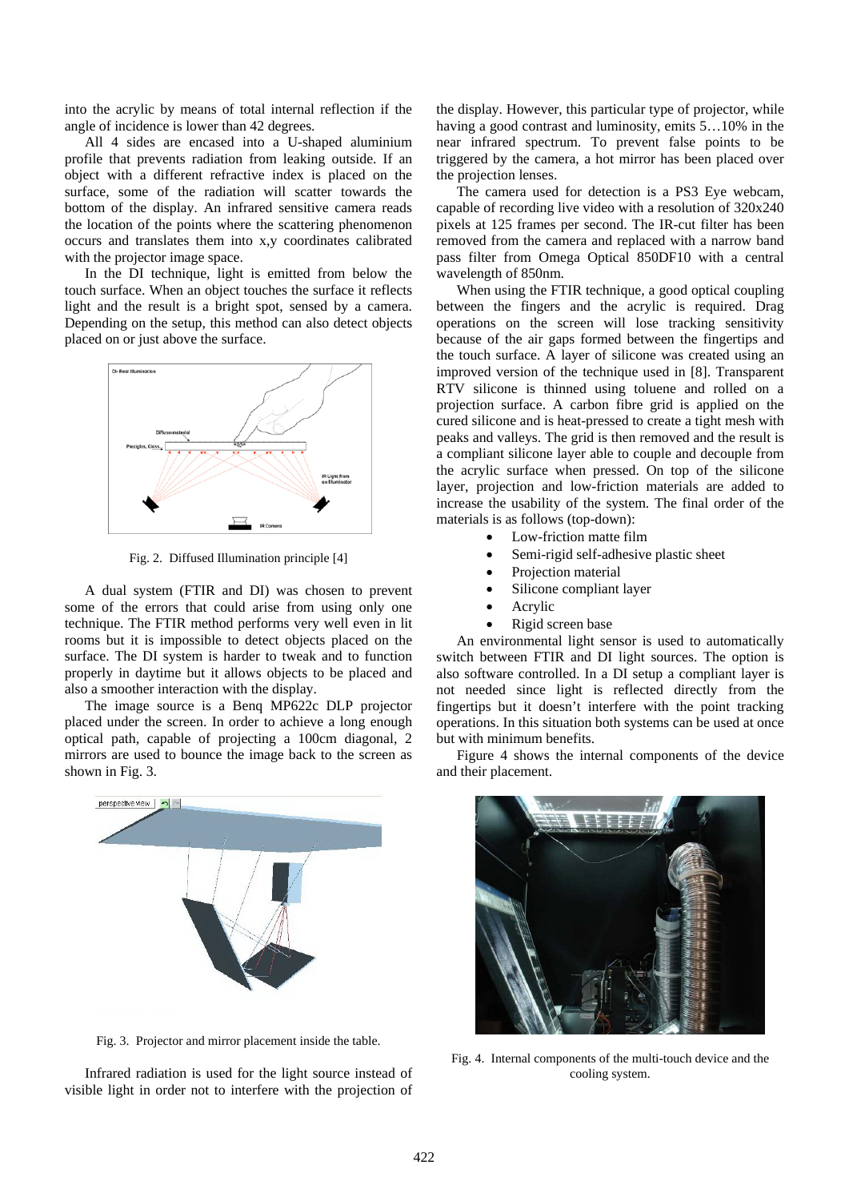into the acrylic by means of total internal reflection if the angle of incidence is lower than 42 degrees.

All 4 sides are encased into a U-shaped aluminium profile that prevents radiation from leaking outside. If an object with a different refractive index is placed on the surface, some of the radiation will scatter towards the bottom of the display. An infrared sensitive camera reads the location of the points where the scattering phenomenon occurs and translates them into x,y coordinates calibrated with the projector image space.

In the DI technique, light is emitted from below the touch surface. When an object touches the surface it reflects light and the result is a bright spot, sensed by a camera. Depending on the setup, this method can also detect objects placed on or just above the surface.

Fig. 2. Diffused Illumination principle [4]

A dual system (FTIR and DI) was chosen to prevent some of the errors that could arise from using only one technique. The FTIR method performs very well even in lit rooms but it is impossible to detect objects placed on the surface. The DI system is harder to tweak and to function properly in daytime but it allows objects to be placed and also a smoother interaction with the display.

The image source is a Benq MP622c DLP projector placed under the screen. In order to achieve a long enough optical path, capable of projecting a 100cm diagonal, 2 mirrors are used to bounce the image back to the screen as shown in Fig. 3.

Fig. 3. Projector and mirror placement inside the table.

Infrared radiation is used for the light source instead of visible light in order not to interfere with the projection of the display. However, this particular type of projector, while having a good contrast and luminosity, emits 5…10% in the near infrared spectrum. To prevent false points to be triggered by the camera, a hot mirror has been placed over the projection lenses.

The camera used for detection is a PS3 Eye webcam, capable of recording live video with a resolution of 320x240 pixels at 125 frames per second. The IR-cut filter has been removed from the camera and replaced with a narrow band pass filter from Omega Optical 850DF10 with a central wavelength of 850nm.

When using the FTIR technique, a good optical coupling between the fingers and the acrylic is required. Drag operations on the screen will lose tracking sensitivity because of the air gaps formed between the fingertips and the touch surface. A layer of silicone was created using an improved version of the technique used in [8]. Transparent RTV silicone is thinned using toluene and rolled on a projection surface. A carbon fibre grid is applied on the cured silicone and is heat-pressed to create a tight mesh with peaks and valleys. The grid is then removed and the result is a compliant silicone layer able to couple and decouple from the acrylic surface when pressed. On top of the silicone layer, projection and low-friction materials are added to increase the usability of the system. The final order of the materials is as follows (top-down):

- Low-friction matte film
- Semi-rigid self-adhesive plastic sheet
- Projection material
- Silicone compliant layer
- Acrylic
- Rigid screen base

An environmental light sensor is used to automatically switch between FTIR and DI light sources. The option is also software controlled. In a DI setup a compliant layer is not needed since light is reflected directly from the fingertips but it doesn't interfere with the point tracking operations. In this situation both systems can be used at once but with minimum benefits.

Figure 4 shows the internal components of the device and their placement.

Fig. 4. Internal components of the multi-touch device and the cooling system.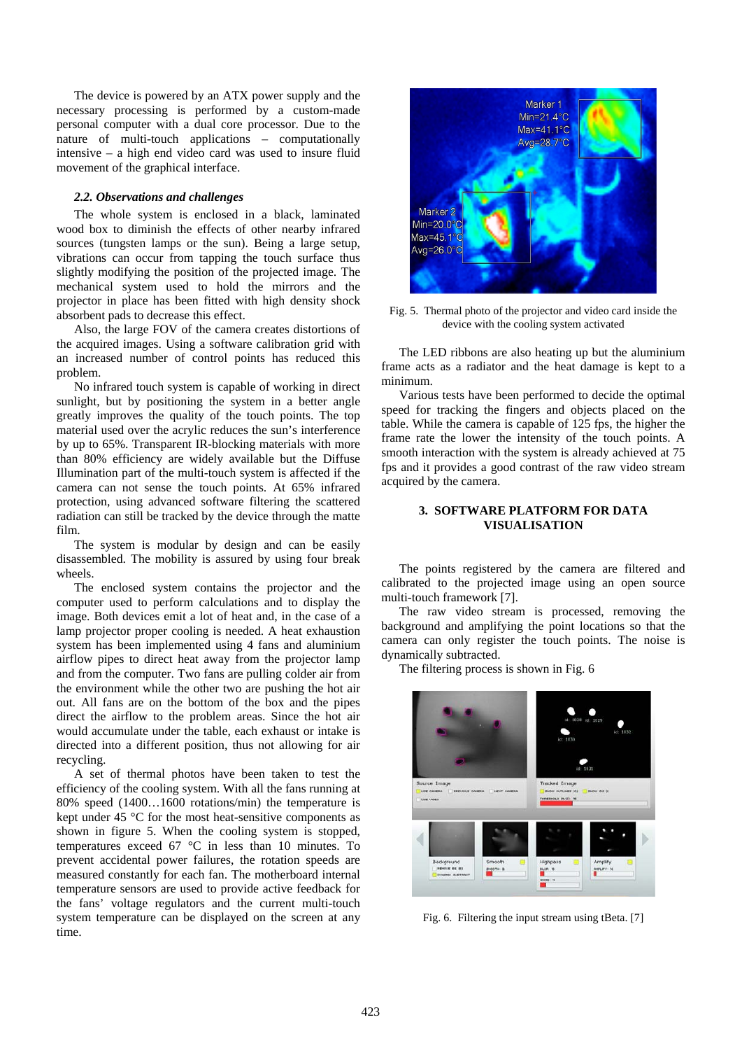The device is powered by an ATX power supply and the necessary processing is performed by a custom-made personal computer with a dual core processor. Due to the nature of multi-touch applications – computationally intensive – a high end video card was used to insure fluid movement of the graphical interface.

### *2.2. Observations and challenges*

The whole system is enclosed in a black, laminated wood box to diminish the effects of other nearby infrared sources (tungsten lamps or the sun). Being a large setup, vibrations can occur from tapping the touch surface thus slightly modifying the position of the projected image. The mechanical system used to hold the mirrors and the projector in place has been fitted with high density shock absorbent pads to decrease this effect.

Also, the large FOV of the camera creates distortions of the acquired images. Using a software calibration grid with an increased number of control points has reduced this problem.

No infrared touch system is capable of working in direct sunlight, but by positioning the system in a better angle greatly improves the quality of the touch points. The top material used over the acrylic reduces the sun's interference by up to 65%. Transparent IR-blocking materials with more than 80% efficiency are widely available but the Diffuse Illumination part of the multi-touch system is affected if the camera can not sense the touch points. At 65% infrared protection, using advanced software filtering the scattered radiation can still be tracked by the device through the matte film.

The system is modular by design and can be easily disassembled. The mobility is assured by using four break wheels.

The enclosed system contains the projector and the computer used to perform calculations and to display the image. Both devices emit a lot of heat and, in the case of a lamp projector proper cooling is needed. A heat exhaustion system has been implemented using 4 fans and aluminium airflow pipes to direct heat away from the projector lamp and from the computer. Two fans are pulling colder air from the environment while the other two are pushing the hot air out. All fans are on the bottom of the box and the pipes direct the airflow to the problem areas. Since the hot air would accumulate under the table, each exhaust or intake is directed into a different position, thus not allowing for air recycling.

A set of thermal photos have been taken to test the efficiency of the cooling system. With all the fans running at 80% speed (1400…1600 rotations/min) the temperature is kept under 45 °C for the most heat-sensitive components as shown in figure 5. When the cooling system is stopped, temperatures exceed 67 °C in less than 10 minutes. To prevent accidental power failures, the rotation speeds are measured constantly for each fan. The motherboard internal temperature sensors are used to provide active feedback for the fans' voltage regulators and the current multi-touch system temperature can be displayed on the screen at any time.

Fig. 5. Thermal photo of the projector and video card inside the device with the cooling system activated

The LED ribbons are also heating up but the aluminium frame acts as a radiator and the heat damage is kept to a minimum.

Various tests have been performed to decide the optimal speed for tracking the fingers and objects placed on the table. While the camera is capable of 125 fps, the higher the frame rate the lower the intensity of the touch points. A smooth interaction with the system is already achieved at 75 fps and it provides a good contrast of the raw video stream acquired by the camera.

## 3. SOFTWARE PLATFORM FOR DATA VISUALISATION

The points registered by the camera are filtered and calibrated to the projected image using an open source multi-touch framework [7].

The raw video stream is processed, removing the background and amplifying the point locations so that the camera can only register the touch points. The noise is dynamically subtracted.

The filtering process is shown in Fig. 6

Fig. 6. Filtering the input stream using tBeta. [7]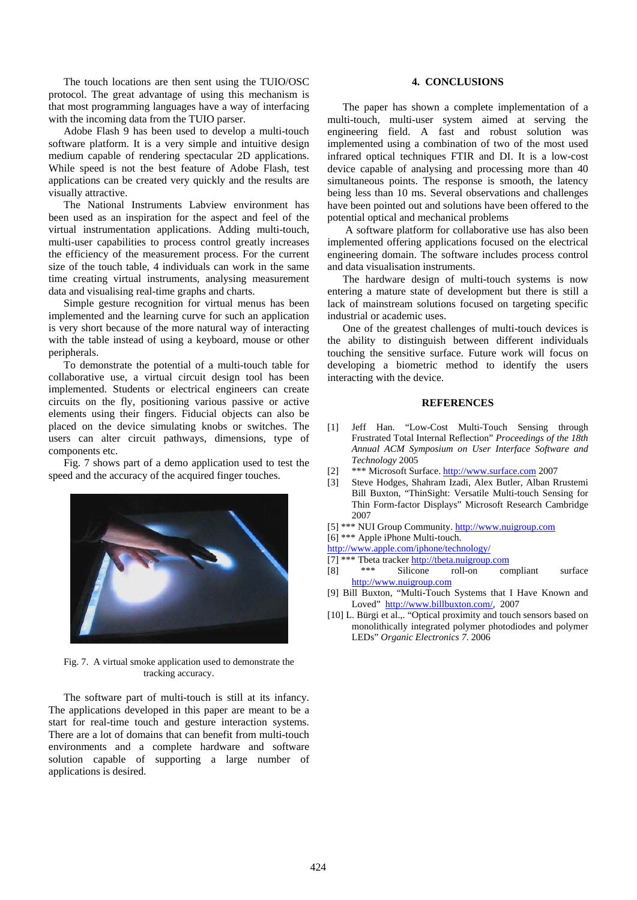The touch locations are then sent using the TUIO/OSC protocol. The great advantage of using this mechanism is that most programming languages have a way of interfacing with the incoming data from the TUIO parser.

Adobe Flash 9 has been used to develop a multi-touch software platform. It is a very simple and intuitive design medium capable of rendering spectacular 2D applications. While speed is not the best feature of Adobe Flash, test applications can be created very quickly and the results are visually attractive.

The National Instruments Labview environment has been used as an inspiration for the aspect and feel of the virtual instrumentation applications. Adding multi-touch, multi-user capabilities to process control greatly increases the efficiency of the measurement process. For the current size of the touch table, 4 individuals can work in the same time creating virtual instruments, analysing measurement data and visualising real-time graphs and charts.

Simple gesture recognition for virtual menus has been implemented and the learning curve for such an application is very short because of the more natural way of interacting with the table instead of using a keyboard, mouse or other peripherals.

To demonstrate the potential of a multi-touch table for collaborative use, a virtual circuit design tool has been implemented. Students or electrical engineers can create circuits on the fly, positioning various passive or active elements using their fingers. Fiducial objects can also be placed on the device simulating knobs or switches. The users can alter circuit pathways, dimensions, type of components etc.

Fig. 7 shows part of a demo application used to test the speed and the accuracy of the acquired finger touches.

Fig. 7. A virtual smoke application used to demonstrate the tracking accuracy.

The software part of multi-touch is still at its infancy. The applications developed in this paper are meant to be a start for real-time touch and gesture interaction systems. There are a lot of domains that can benefit from multi-touch environments and a complete hardware and software solution capable of supporting a large number of applications is desired.

## 4. CONCLUSIONS

The paper has shown a complete implementation of a multi-touch, multi-user system aimed at serving the engineering field. A fast and robust solution was implemented using a combination of two of the most used infrared optical techniques FTIR and DI. It is a low-cost device capable of analysing and processing more than 40 simultaneous points. The response is smooth, the latency being less than 10 ms. Several observations and challenges have been pointed out and solutions have been offered to the potential optical and mechanical problems

A software platform for collaborative use has also been implemented offering applications focused on the electrical engineering domain. The software includes process control and data visualisation instruments.

The hardware design of multi-touch systems is now entering a mature state of development but there is still a lack of mainstream solutions focused on targeting specific industrial or academic uses.

One of the greatest challenges of multi-touch devices is the ability to distinguish between different individuals touching the sensitive surface. Future work will focus on developing a biometric method to identify the users interacting with the device.

## REFERENCES

[1] Jeff Han. "Low-Cost Multi-Touch Sensing through Frustrated Total Internal Reflection" *Proceedings of the 18th Annual ACM Symposium on User Interface Software and Technology* 2005

[2] *** Microsoft Surface. http://www.surface.com 2007

[3] Steve Hodges, Shahram Izadi, Alex Butler, Alban Rrustemi Bill Buxton, "ThinSight: Versatile Multi-touch Sensing for Thin Form-factor Displays" Microsoft Research Cambridge 2007

[5] *** NUI Group Community. http://www.nuigroup.com

[6] *** Apple iPhone Multi-touch. http://www.apple.com/iphone/technology/

[7] *** Tbeta tracker http://tbeta.nuigroup.com

[8] *** Silicone roll-on compliant surface http://www.nuigroup.com

[9] Bill Buxton, "Multi-Touch Systems that I Have Known and Loved" http://www.billbuxton.com/, 2007

[10] L. Bürgi et al.,. "Optical proximity and touch sensors based on monolithically integrated polymer photodiodes and polymer LEDs" *Organic Electronics 7*. 2006